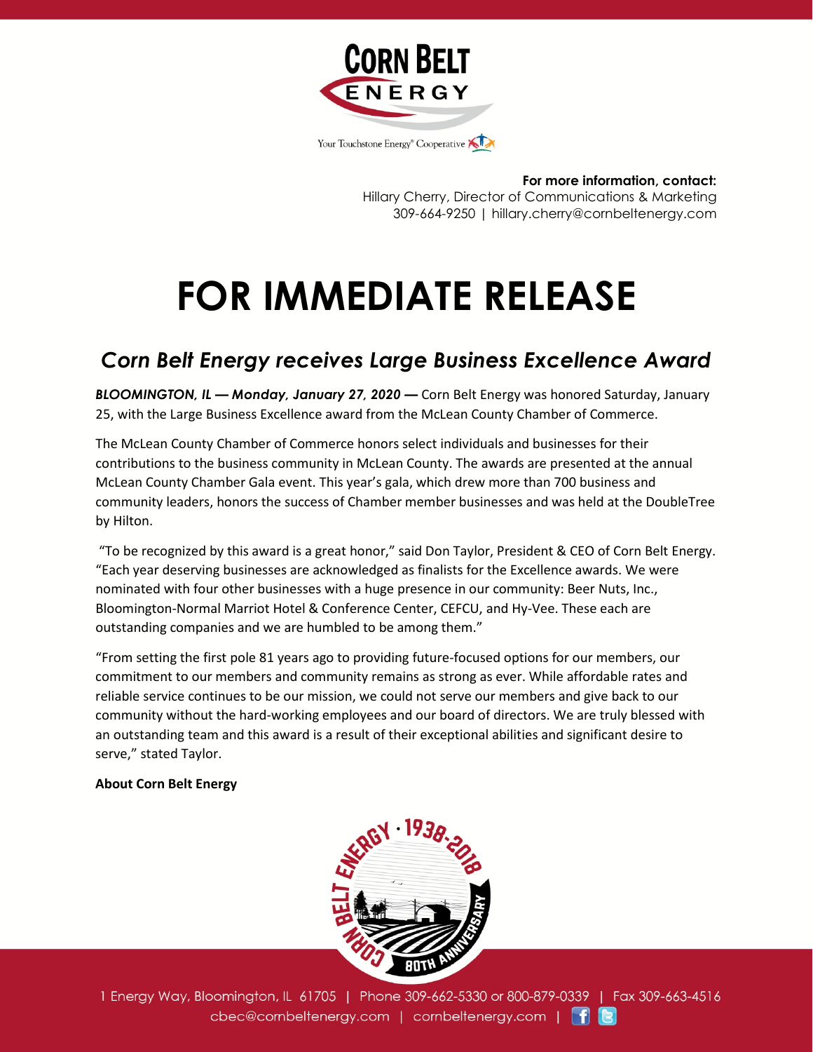**For more information, contact:**
Hillary Cherry, Director of Communications & Marketing
309-664-9250 | hillary.cherry@cornbeltenergy.com

# FOR IMMEDIATE RELEASE

## *Corn Belt Energy receives Large Business Excellence Award*

***BLOOMINGTON, IL — Monday, January 27, 2020 —*** Corn Belt Energy was honored Saturday, January 25, with the Large Business Excellence award from the McLean County Chamber of Commerce.

The McLean County Chamber of Commerce honors select individuals and businesses for their contributions to the business community in McLean County. The awards are presented at the annual McLean County Chamber Gala event. This year's gala, which drew more than 700 business and community leaders, honors the success of Chamber member businesses and was held at the DoubleTree by Hilton.

"To be recognized by this award is a great honor," said Don Taylor, President & CEO of Corn Belt Energy. "Each year deserving businesses are acknowledged as finalists for the Excellence awards. We were nominated with four other businesses with a huge presence in our community: Beer Nuts, Inc., Bloomington-Normal Marriot Hotel & Conference Center, CEFCU, and Hy-Vee. These each are outstanding companies and we are humbled to be among them."

"From setting the first pole 81 years ago to providing future-focused options for our members, our commitment to our members and community remains as strong as ever. While affordable rates and reliable service continues to be our mission, we could not serve our members and give back to our community without the hard-working employees and our board of directors. We are truly blessed with an outstanding team and this award is a result of their exceptional abilities and significant desire to serve," stated Taylor.

**About Corn Belt Energy**

1 Energy Way, Bloomington, IL 61705 | Phone 309-662-5330 or 800-879-0339 | Fax 309-663-4516
cbec@cornbeltenergy.com | cornbeltenergy.com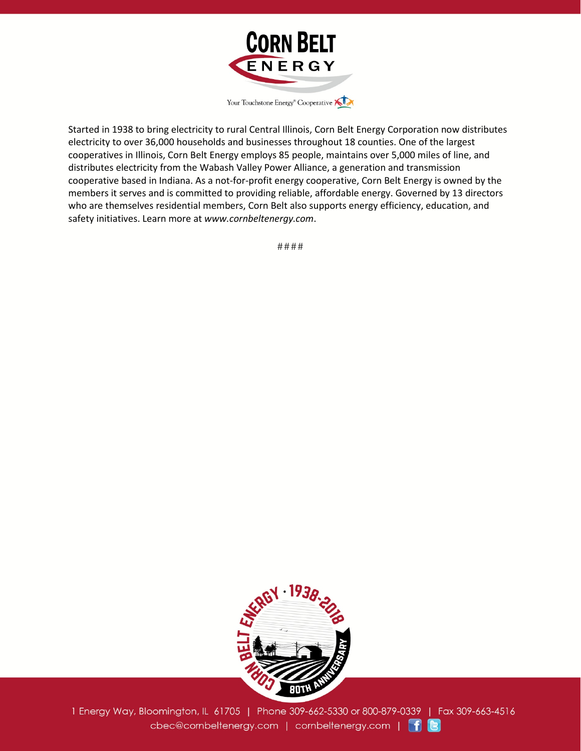Started in 1938 to bring electricity to rural Central Illinois, Corn Belt Energy Corporation now distributes electricity to over 36,000 households and businesses throughout 18 counties. One of the largest cooperatives in Illinois, Corn Belt Energy employs 85 people, maintains over 5,000 miles of line, and distributes electricity from the Wabash Valley Power Alliance, a generation and transmission cooperative based in Indiana. As a not-for-profit energy cooperative, Corn Belt Energy is owned by the members it serves and is committed to providing reliable, affordable energy. Governed by 13 directors who are themselves residential members, Corn Belt also supports energy efficiency, education, and safety initiatives. Learn more at *www.cornbeltenergy.com*.

####

1 Energy Way, Bloomington, IL 61705 | Phone 309-662-5330 or 800-879-0339 | Fax 309-663-4516

cbec@cornbeltenergy.com | cornbeltenergy.com